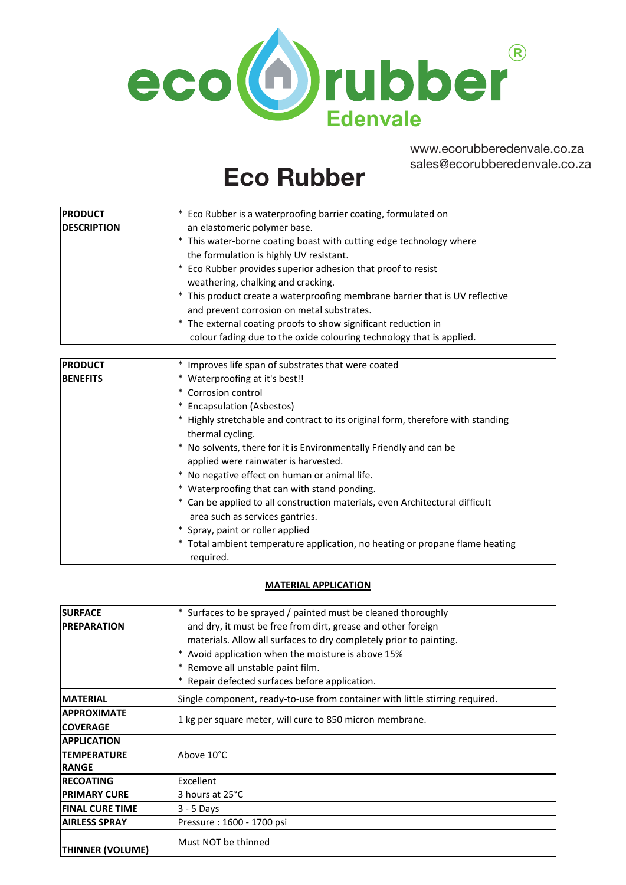eco rubber®
Edenvale

www.ecorubberedenvale.co.za
sales@ecorubberedenvale.co.za

# Eco Rubber

| | |
|---|---|
| **PRODUCT DESCRIPTION** | * Eco Rubber is a waterproofing barrier coating, formulated on an elastomeric polymer base.<br>* This water-borne coating boast with cutting edge technology where the formulation is highly UV resistant.<br>* Eco Rubber provides superior adhesion that proof to resist weathering, chalking and cracking.<br>* This product create a waterproofing membrane barrier that is UV reflective and prevent corrosion on metal substrates.<br>* The external coating proofs to show significant reduction in colour fading due to the oxide colouring technology that is applied. |

| | |
|---|---|
| **PRODUCT BENEFITS** | * Improves life span of substrates that were coated<br>* Waterproofing at it's best!!<br>* Corrosion control<br>* Encapsulation (Asbestos)<br>* Highly stretchable and contract to its original form, therefore with standing thermal cycling.<br>* No solvents, there for it is Environmentally Friendly and can be applied were rainwater is harvested.<br>* No negative effect on human or animal life.<br>* Waterproofing that can with stand ponding.<br>* Can be applied to all construction materials, even Architectural difficult area such as services gantries.<br>* Spray, paint or roller applied<br>* Total ambient temperature application, no heating or propane flame heating required. |

**MATERIAL APPLICATION**

| | |
|---|---|
| **SURFACE PREPARATION** | * Surfaces to be sprayed / painted must be cleaned thoroughly and dry, it must be free from dirt, grease and other foreign materials. Allow all surfaces to dry completely prior to painting.<br>* Avoid application when the moisture is above 15%<br>* Remove all unstable paint film.<br>* Repair defected surfaces before application. |
| **MATERIAL** | Single component, ready-to-use from container with little stirring required. |
| **APPROXIMATE COVERAGE** | 1 kg per square meter, will cure to 850 micron membrane. |
| **APPLICATION TEMPERATURE RANGE** | Above 10°C |
| **RECOATING** | Excellent |
| **PRIMARY CURE** | 3 hours at 25°C |
| **FINAL CURE TIME** | 3 - 5 Days |
| **AIRLESS SPRAY** | Pressure : 1600 - 1700 psi |
| **THINNER (VOLUME)** | Must NOT be thinned |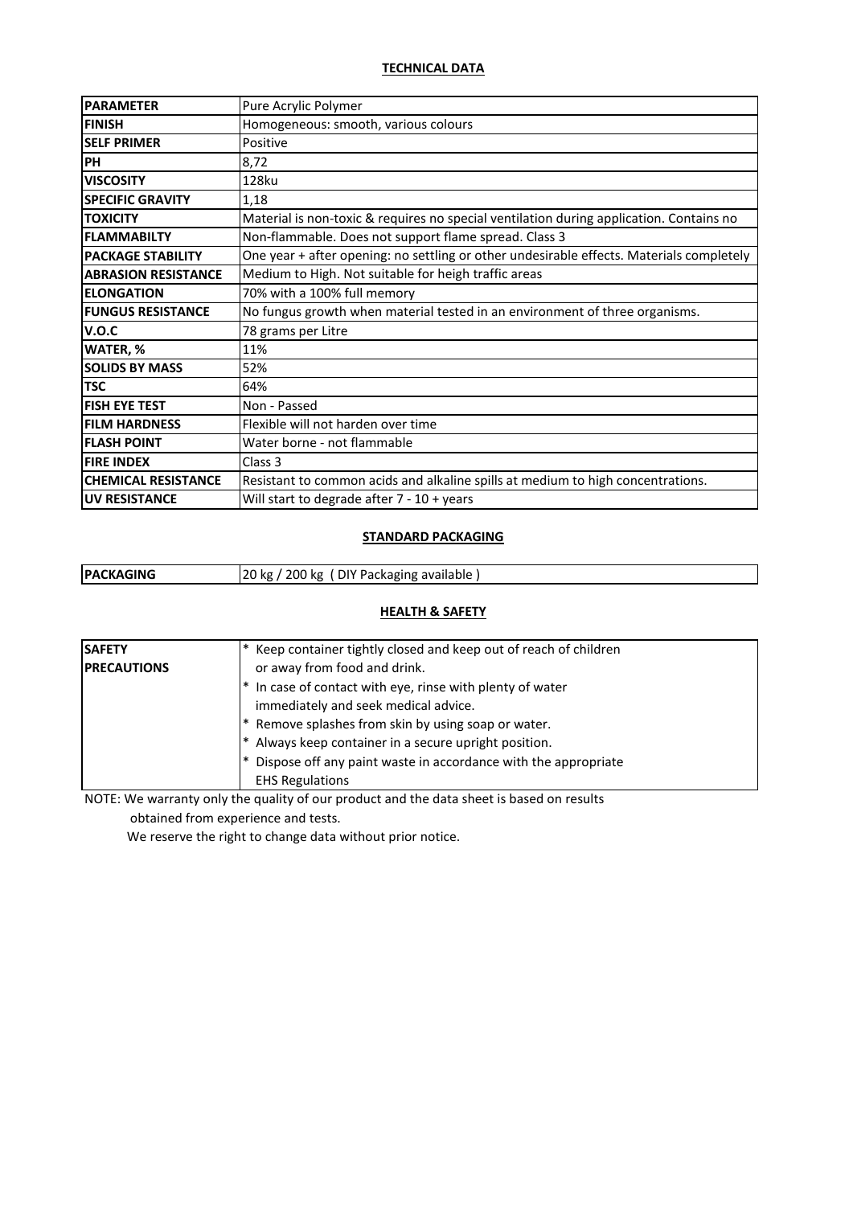## TECHNICAL DATA

| | |
|---|---|
| **PARAMETER** | Pure Acrylic Polymer |
| **FINISH** | Homogeneous: smooth, various colours |
| **SELF PRIMER** | Positive |
| **PH** | 8,72 |
| **VISCOSITY** | 128ku |
| **SPECIFIC GRAVITY** | 1,18 |
| **TOXICITY** | Material is non-toxic & requires no special ventilation during application. Contains no |
| **FLAMMABILTY** | Non-flammable. Does not support flame spread. Class 3 |
| **PACKAGE STABILITY** | One year + after opening: no settling or other undesirable effects. Materials completely |
| **ABRASION RESISTANCE** | Medium to High. Not suitable for heigh traffic areas |
| **ELONGATION** | 70% with a 100% full memory |
| **FUNGUS RESISTANCE** | No fungus growth when material tested in an environment of three organisms. |
| **V.O.C** | 78 grams per Litre |
| **WATER, %** | 11% |
| **SOLIDS BY MASS** | 52% |
| **TSC** | 64% |
| **FISH EYE TEST** | Non - Passed |
| **FILM HARDNESS** | Flexible will not harden over time |
| **FLASH POINT** | Water borne - not flammable |
| **FIRE INDEX** | Class 3 |
| **CHEMICAL RESISTANCE** | Resistant to common acids and alkaline spills at medium to high concentrations. |
| **UV RESISTANCE** | Will start to degrade after 7 - 10 + years |

## STANDARD PACKAGING

| | |
|---|---|
| **PACKAGING** | 20 kg / 200 kg ( DIY Packaging available ) |

## HEALTH & SAFETY

| | |
|---|---|
| **SAFETY PRECAUTIONS** | * Keep container tightly closed and keep out of reach of children or away from food and drink.<br>* In case of contact with eye, rinse with plenty of water immediately and seek medical advice.<br>* Remove splashes from skin by using soap or water.<br>* Always keep container in a secure upright position.<br>* Dispose off any paint waste in accordance with the appropriate EHS Regulations |

NOTE: We warranty only the quality of our product and the data sheet is based on results obtained from experience and tests.

We reserve the right to change data without prior notice.